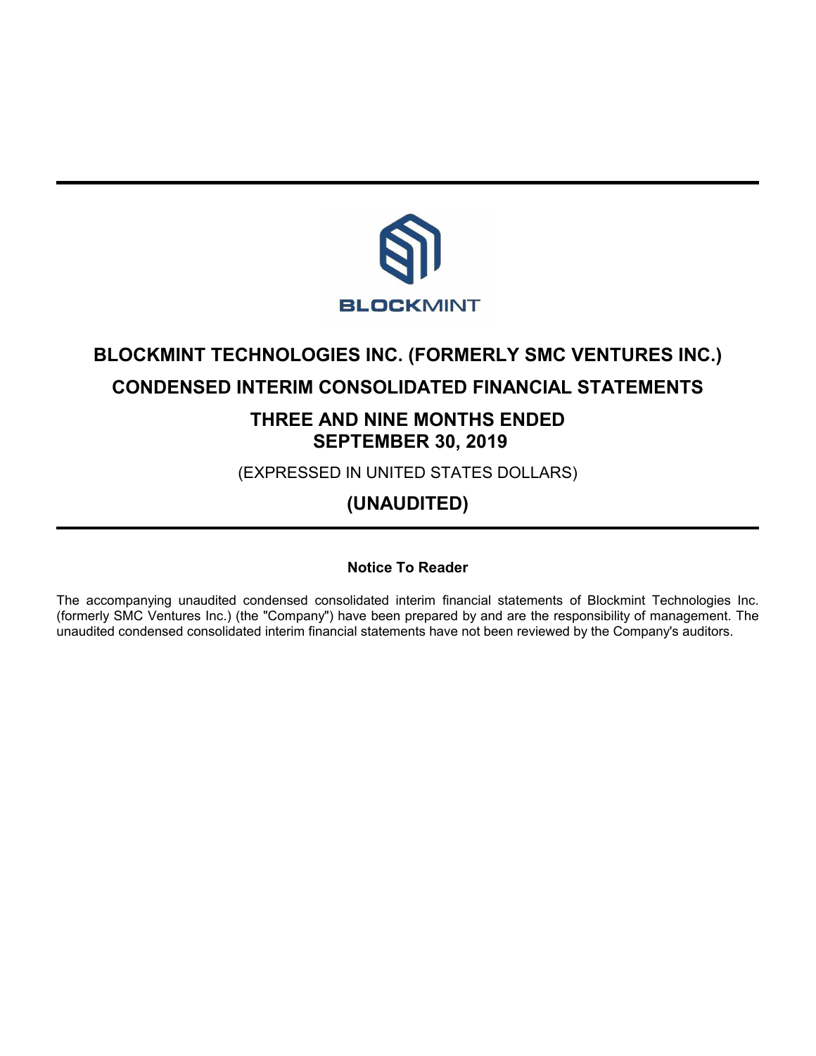BLOCKMINT

# BLOCKMINT TECHNOLOGIES INC. (FORMERLY SMC VENTURES INC.)

## CONDENSED INTERIM CONSOLIDATED FINANCIAL STATEMENTS

## THREE AND NINE MONTHS ENDED SEPTEMBER 30, 2019

(EXPRESSED IN UNITED STATES DOLLARS)

## (UNAUDITED)

**Notice To Reader**

The accompanying unaudited condensed consolidated interim financial statements of Blockmint Technologies Inc. (formerly SMC Ventures Inc.) (the "Company") have been prepared by and are the responsibility of management. The unaudited condensed consolidated interim financial statements have not been reviewed by the Company's auditors.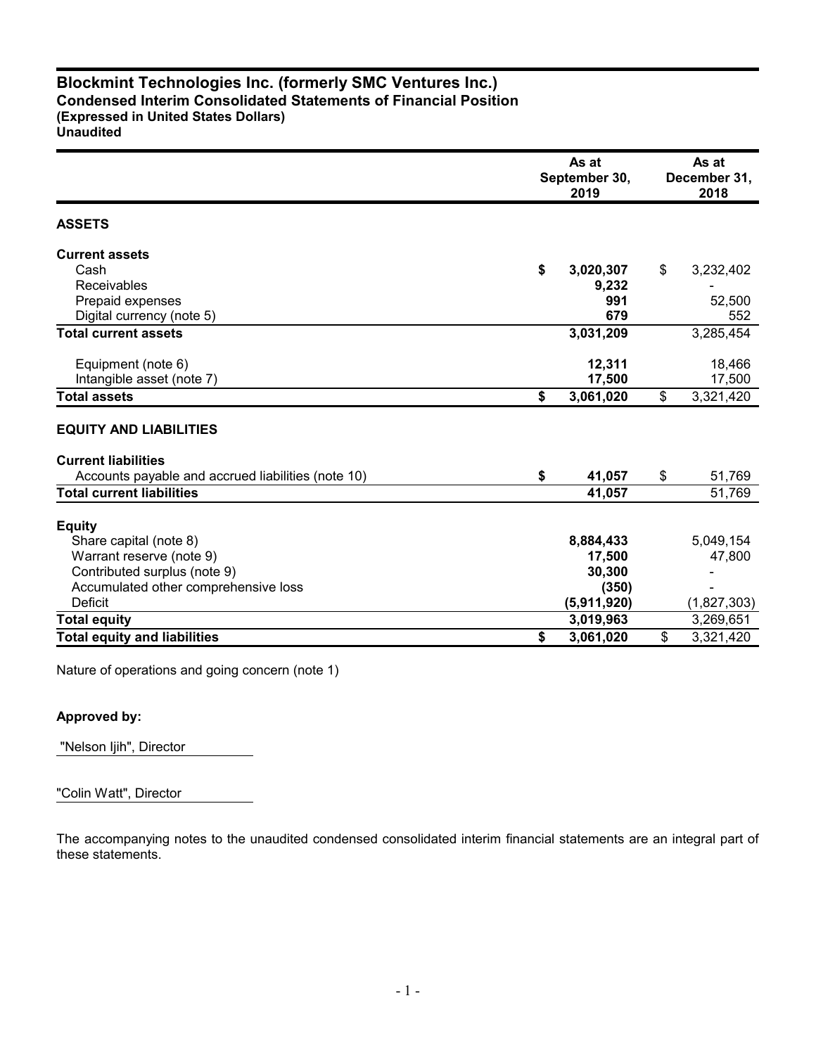# Blockmint Technologies Inc. (formerly SMC Ventures Inc.)
## Condensed Interim Consolidated Statements of Financial Position
**(Expressed in United States Dollars)**
**Unaudited**

| | As at September 30, 2019 | As at December 31, 2018 |
|---|---|---|
| **ASSETS** | | |
| **Current assets** | | |
| Cash | **$ 3,020,307** | $ 3,232,402 |
| Receivables | **9,232** | - |
| Prepaid expenses | **991** | 52,500 |
| Digital currency (note 5) | **679** | 552 |
| **Total current assets** | **3,031,209** | 3,285,454 |
| Equipment (note 6) | **12,311** | 18,466 |
| Intangible asset (note 7) | **17,500** | 17,500 |
| **Total assets** | **$ 3,061,020** | $ 3,321,420 |
| **EQUITY AND LIABILITIES** | | |
| **Current liabilities** | | |
| Accounts payable and accrued liabilities (note 10) | **$ 41,057** | $ 51,769 |
| **Total current liabilities** | **41,057** | 51,769 |
| **Equity** | | |
| Share capital (note 8) | **8,884,433** | 5,049,154 |
| Warrant reserve (note 9) | **17,500** | 47,800 |
| Contributed surplus (note 9) | **30,300** | - |
| Accumulated other comprehensive loss | **(350)** | - |
| Deficit | **(5,911,920)** | (1,827,303) |
| **Total equity** | **3,019,963** | 3,269,651 |
| **Total equity and liabilities** | **$ 3,061,020** | $ 3,321,420 |

Nature of operations and going concern (note 1)

**Approved by:**

"Nelson Ijih", Director

"Colin Watt", Director

The accompanying notes to the unaudited condensed consolidated interim financial statements are an integral part of these statements.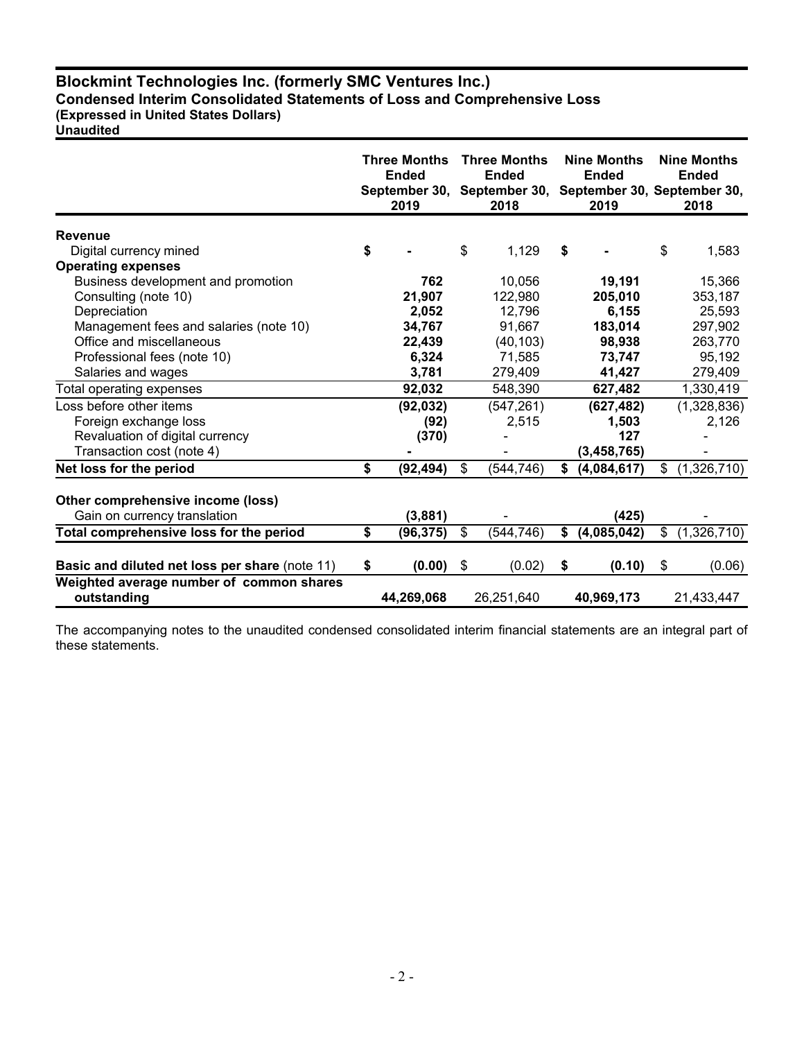# Blockmint Technologies Inc. (formerly SMC Ventures Inc.)

## Condensed Interim Consolidated Statements of Loss and Comprehensive Loss

**(Expressed in United States Dollars)**

**Unaudited**

| | Three Months Ended September 30, 2019 | Three Months Ended September 30, 2018 | Nine Months Ended September 30, 2019 | Nine Months Ended September 30, 2018 |
|---|---|---|---|---|
| **Revenue** | | | | |
| Digital currency mined | **$ -** | $ 1,129 | **$ -** | $ 1,583 |
| **Operating expenses** | | | | |
| Business development and promotion | **762** | 10,056 | **19,191** | 15,366 |
| Consulting (note 10) | **21,907** | 122,980 | **205,010** | 353,187 |
| Depreciation | **2,052** | 12,796 | **6,155** | 25,593 |
| Management fees and salaries (note 10) | **34,767** | 91,667 | **183,014** | 297,902 |
| Office and miscellaneous | **22,439** | (40,103) | **98,938** | 263,770 |
| Professional fees (note 10) | **6,324** | 71,585 | **73,747** | 95,192 |
| Salaries and wages | **3,781** | 279,409 | **41,427** | 279,409 |
| Total operating expenses | **92,032** | 548,390 | **627,482** | 1,330,419 |
| Loss before other items | **(92,032)** | (547,261) | **(627,482)** | (1,328,836) |
| Foreign exchange loss | **(92)** | 2,515 | **1,503** | 2,126 |
| Revaluation of digital currency | **(370)** | - | **127** | - |
| Transaction cost (note 4) | **-** | - | **(3,458,765)** | - |
| **Net loss for the period** | **$ (92,494)** | $ (544,746) | **$ (4,084,617)** | $ (1,326,710) |
| | | | | |
| **Other comprehensive income (loss)** | | | | |
| Gain on currency translation | **(3,881)** | - | **(425)** | - |
| **Total comprehensive loss for the period** | **$ (96,375)** | $ (544,746) | **$ (4,085,042)** | $ (1,326,710) |
| | | | | |
| **Basic and diluted net loss per share** (note 11) | **$ (0.00)** | $ (0.02) | **$ (0.10)** | $ (0.06) |
| **Weighted average number of common shares outstanding** | **44,269,068** | 26,251,640 | **40,969,173** | 21,433,447 |

The accompanying notes to the unaudited condensed consolidated interim financial statements are an integral part of these statements.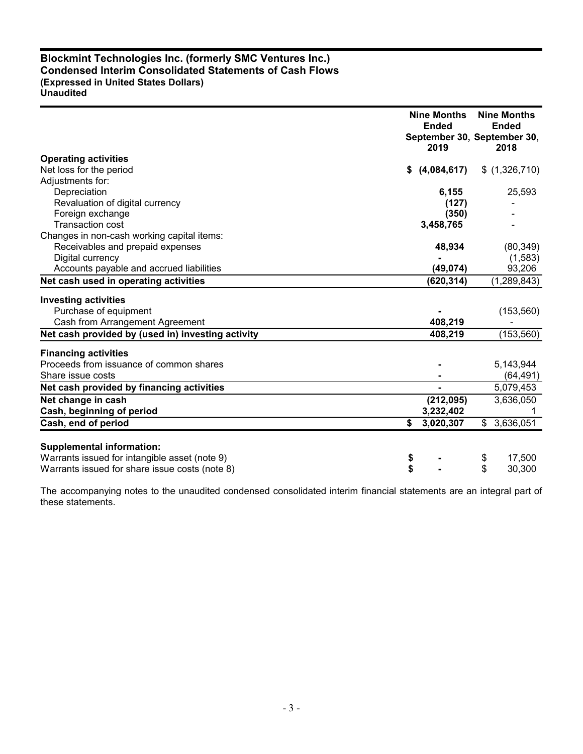**Blockmint Technologies Inc. (formerly SMC Ventures Inc.)**
**Condensed Interim Consolidated Statements of Cash Flows**
**(Expressed in United States Dollars)**
**Unaudited**

| | Nine Months Ended September 30, 2019 | Nine Months Ended September 30, 2018 |
|---|---|---|
| **Operating activities** | | |
| Net loss for the period | **$ (4,084,617)** | $ (1,326,710) |
| Adjustments for: | | |
| Depreciation | **6,155** | 25,593 |
| Revaluation of digital currency | **(127)** | - |
| Foreign exchange | **(350)** | - |
| Transaction cost | **3,458,765** | - |
| Changes in non-cash working capital items: | | |
| Receivables and prepaid expenses | **48,934** | (80,349) |
| Digital currency | **-** | (1,583) |
| Accounts payable and accrued liabilities | **(49,074)** | 93,206 |
| **Net cash used in operating activities** | **(620,314)** | (1,289,843) |
| **Investing activities** | | |
| Purchase of equipment | **-** | (153,560) |
| Cash from Arrangement Agreement | **408,219** | - |
| **Net cash provided by (used in) investing activity** | **408,219** | (153,560) |
| **Financing activities** | | |
| Proceeds from issuance of common shares | **-** | 5,143,944 |
| Share issue costs | **-** | (64,491) |
| **Net cash provided by financing activities** | **-** | 5,079,453 |
| **Net change in cash** | **(212,095)** | 3,636,050 |
| **Cash, beginning of period** | **3,232,402** | 1 |
| **Cash, end of period** | **$ 3,020,307** | $ 3,636,051 |
| **Supplemental information:** | | |
| Warrants issued for intangible asset (note 9) | **$ -** | $ 17,500 |
| Warrants issued for share issue costs (note 8) | **$ -** | $ 30,300 |

The accompanying notes to the unaudited condensed consolidated interim financial statements are an integral part of these statements.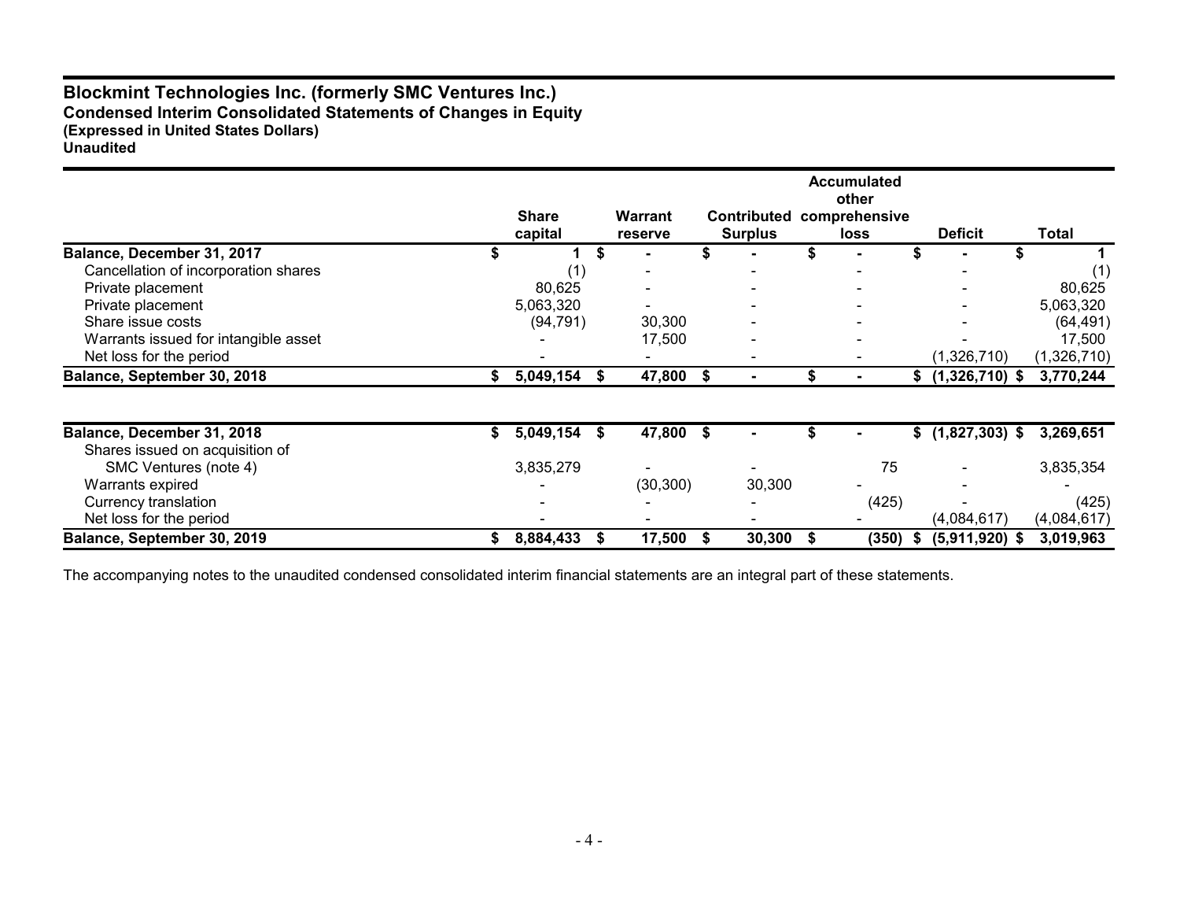# Blockmint Technologies Inc. (formerly SMC Ventures Inc.)

**Condensed Interim Consolidated Statements of Changes in Equity**
**(Expressed in United States Dollars)**
**Unaudited**

| | Share capital | Warrant reserve | Contributed Surplus | Accumulated other comprehensive loss | Deficit | Total |
|---|---|---|---|---|---|---|
| **Balance, December 31, 2017** | $ 1 | $ - | $ - | $ - | $ - | $ 1 |
| Cancellation of incorporation shares | (1) | - | - | - | - | (1) |
| Private placement | 80,625 | - | - | - | - | 80,625 |
| Private placement | 5,063,320 | - | - | - | - | 5,063,320 |
| Share issue costs | (94,791) | 30,300 | - | - | - | (64,491) |
| Warrants issued for intangible asset | - | 17,500 | - | - | - | 17,500 |
| Net loss for the period | - | - | - | - | (1,326,710) | (1,326,710) |
| **Balance, September 30, 2018** | **$ 5,049,154** | **$ 47,800** | **$ -** | **$ -** | **$ (1,326,710)** | **$ 3,770,244** |
| | | | | | | |
| **Balance, December 31, 2018** | **$ 5,049,154** | **$ 47,800** | **$ -** | **$ -** | **$ (1,827,303)** | **$ 3,269,651** |
| Shares issued on acquisition of SMC Ventures (note 4) | 3,835,279 | - | - | 75 | - | 3,835,354 |
| Warrants expired | - | (30,300) | 30,300 | - | - | - |
| Currency translation | - | - | - | (425) | - | (425) |
| Net loss for the period | - | - | - | - | (4,084,617) | (4,084,617) |
| **Balance, September 30, 2019** | **$ 8,884,433** | **$ 17,500** | **$ 30,300** | **$ (350)** | **$ (5,911,920)** | **$ 3,019,963** |

The accompanying notes to the unaudited condensed consolidated interim financial statements are an integral part of these statements.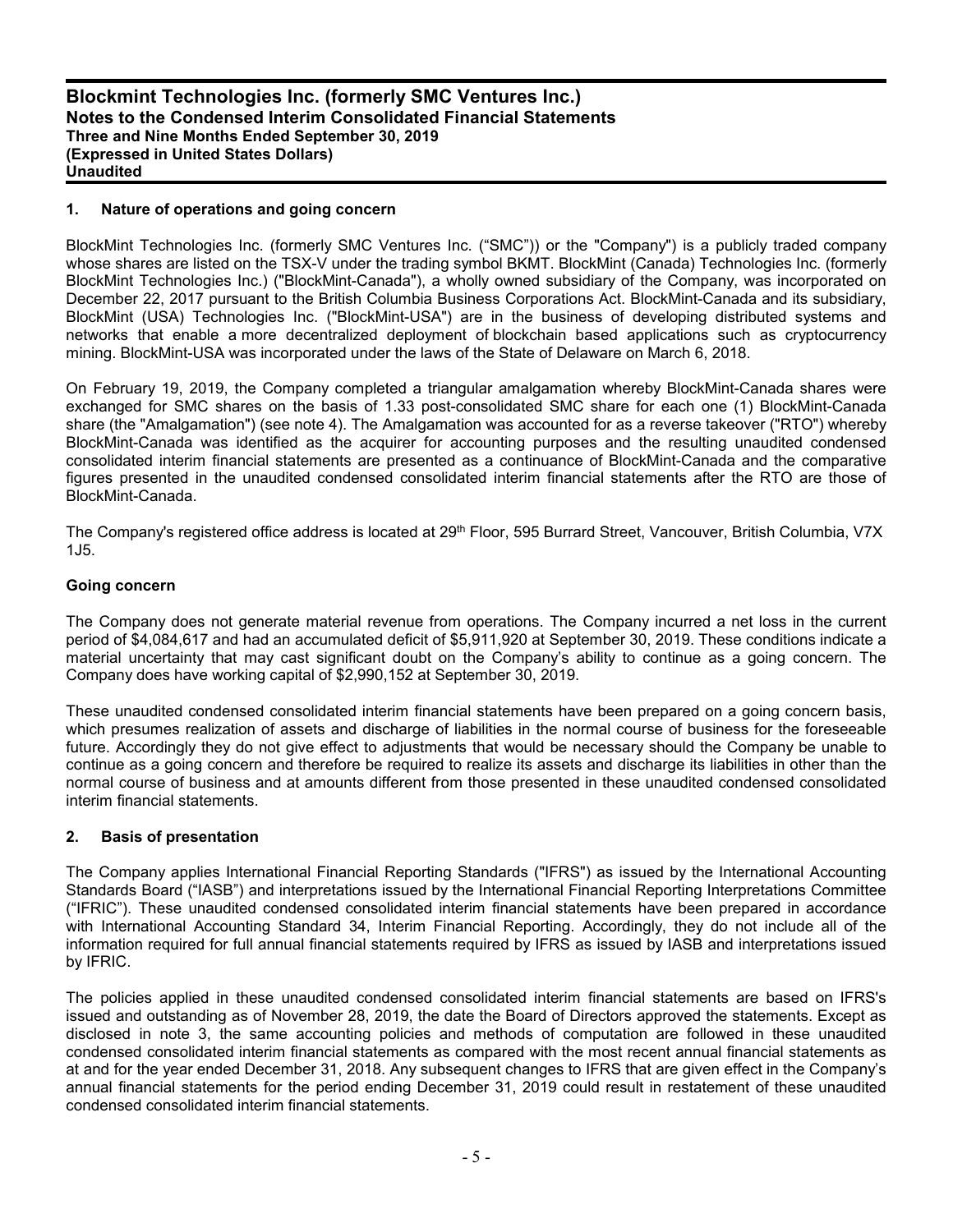## 1. Nature of operations and going concern

BlockMint Technologies Inc. (formerly SMC Ventures Inc. (“SMC”)) or the "Company") is a publicly traded company whose shares are listed on the TSX-V under the trading symbol BKMT. BlockMint (Canada) Technologies Inc. (formerly BlockMint Technologies Inc.) ("BlockMint-Canada"), a wholly owned subsidiary of the Company, was incorporated on December 22, 2017 pursuant to the British Columbia Business Corporations Act. BlockMint-Canada and its subsidiary, BlockMint (USA) Technologies Inc. ("BlockMint-USA") are in the business of developing distributed systems and networks that enable a more decentralized deployment of blockchain based applications such as cryptocurrency mining. BlockMint-USA was incorporated under the laws of the State of Delaware on March 6, 2018.

On February 19, 2019, the Company completed a triangular amalgamation whereby BlockMint-Canada shares were exchanged for SMC shares on the basis of 1.33 post-consolidated SMC share for each one (1) BlockMint-Canada share (the "Amalgamation") (see note 4). The Amalgamation was accounted for as a reverse takeover ("RTO") whereby BlockMint-Canada was identified as the acquirer for accounting purposes and the resulting unaudited condensed consolidated interim financial statements are presented as a continuance of BlockMint-Canada and the comparative figures presented in the unaudited condensed consolidated interim financial statements after the RTO are those of BlockMint-Canada.

The Company's registered office address is located at 29th Floor, 595 Burrard Street, Vancouver, British Columbia, V7X 1J5.

### Going concern

The Company does not generate material revenue from operations. The Company incurred a net loss in the current period of $4,084,617 and had an accumulated deficit of $5,911,920 at September 30, 2019. These conditions indicate a material uncertainty that may cast significant doubt on the Company’s ability to continue as a going concern. The Company does have working capital of $2,990,152 at September 30, 2019.

These unaudited condensed consolidated interim financial statements have been prepared on a going concern basis, which presumes realization of assets and discharge of liabilities in the normal course of business for the foreseeable future. Accordingly they do not give effect to adjustments that would be necessary should the Company be unable to continue as a going concern and therefore be required to realize its assets and discharge its liabilities in other than the normal course of business and at amounts different from those presented in these unaudited condensed consolidated interim financial statements.

## 2. Basis of presentation

The Company applies International Financial Reporting Standards ("IFRS") as issued by the International Accounting Standards Board (“IASB”) and interpretations issued by the International Financial Reporting Interpretations Committee (“IFRIC”). These unaudited condensed consolidated interim financial statements have been prepared in accordance with International Accounting Standard 34, Interim Financial Reporting. Accordingly, they do not include all of the information required for full annual financial statements required by IFRS as issued by IASB and interpretations issued by IFRIC.

The policies applied in these unaudited condensed consolidated interim financial statements are based on IFRS's issued and outstanding as of November 28, 2019, the date the Board of Directors approved the statements. Except as disclosed in note 3, the same accounting policies and methods of computation are followed in these unaudited condensed consolidated interim financial statements as compared with the most recent annual financial statements as at and for the year ended December 31, 2018. Any subsequent changes to IFRS that are given effect in the Company’s annual financial statements for the period ending December 31, 2019 could result in restatement of these unaudited condensed consolidated interim financial statements.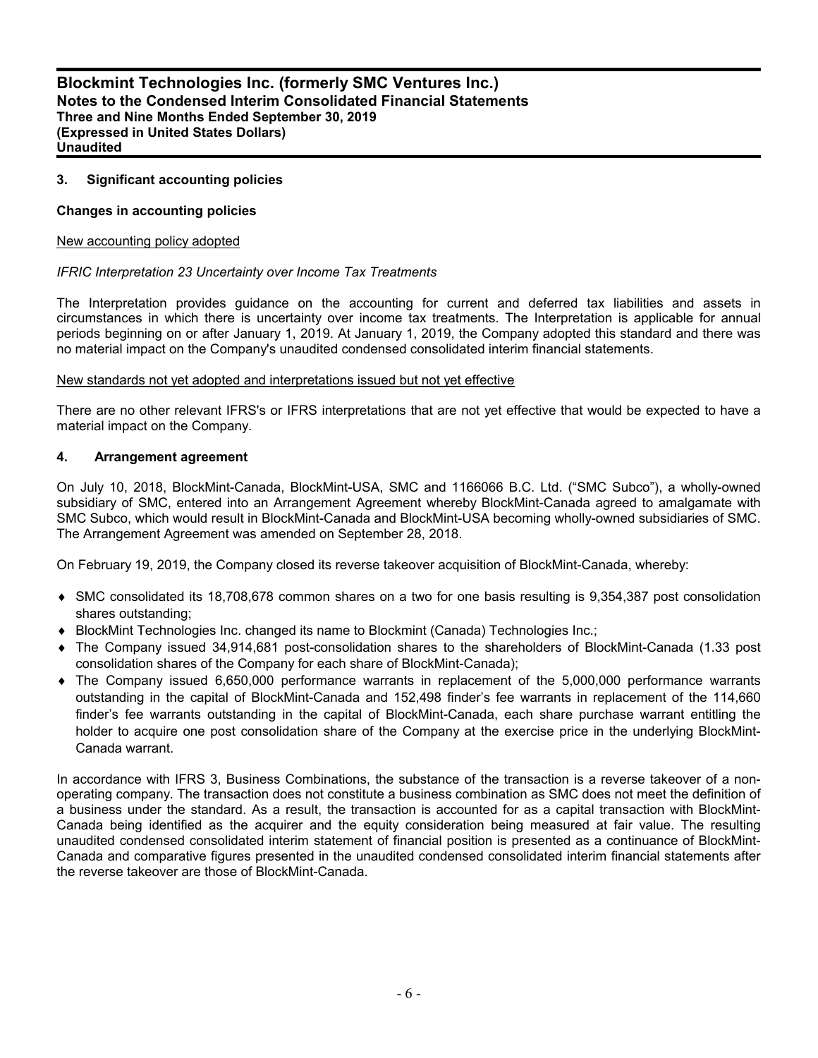## 3. Significant accounting policies

### Changes in accounting policies

New accounting policy adopted

*IFRIC Interpretation 23 Uncertainty over Income Tax Treatments*

The Interpretation provides guidance on the accounting for current and deferred tax liabilities and assets in circumstances in which there is uncertainty over income tax treatments. The Interpretation is applicable for annual periods beginning on or after January 1, 2019. At January 1, 2019, the Company adopted this standard and there was no material impact on the Company's unaudited condensed consolidated interim financial statements.

New standards not yet adopted and interpretations issued but not yet effective

There are no other relevant IFRS's or IFRS interpretations that are not yet effective that would be expected to have a material impact on the Company.

## 4. Arrangement agreement

On July 10, 2018, BlockMint-Canada, BlockMint-USA, SMC and 1166066 B.C. Ltd. ("SMC Subco"), a wholly-owned subsidiary of SMC, entered into an Arrangement Agreement whereby BlockMint-Canada agreed to amalgamate with SMC Subco, which would result in BlockMint-Canada and BlockMint-USA becoming wholly-owned subsidiaries of SMC. The Arrangement Agreement was amended on September 28, 2018.

On February 19, 2019, the Company closed its reverse takeover acquisition of BlockMint-Canada, whereby:

- SMC consolidated its 18,708,678 common shares on a two for one basis resulting is 9,354,387 post consolidation shares outstanding;
- BlockMint Technologies Inc. changed its name to Blockmint (Canada) Technologies Inc.;
- The Company issued 34,914,681 post-consolidation shares to the shareholders of BlockMint-Canada (1.33 post consolidation shares of the Company for each share of BlockMint-Canada);
- The Company issued 6,650,000 performance warrants in replacement of the 5,000,000 performance warrants outstanding in the capital of BlockMint-Canada and 152,498 finder's fee warrants in replacement of the 114,660 finder's fee warrants outstanding in the capital of BlockMint-Canada, each share purchase warrant entitling the holder to acquire one post consolidation share of the Company at the exercise price in the underlying BlockMint-Canada warrant.

In accordance with IFRS 3, Business Combinations, the substance of the transaction is a reverse takeover of a non-operating company. The transaction does not constitute a business combination as SMC does not meet the definition of a business under the standard. As a result, the transaction is accounted for as a capital transaction with BlockMint-Canada being identified as the acquirer and the equity consideration being measured at fair value. The resulting unaudited condensed consolidated interim statement of financial position is presented as a continuance of BlockMint-Canada and comparative figures presented in the unaudited condensed consolidated interim financial statements after the reverse takeover are those of BlockMint-Canada.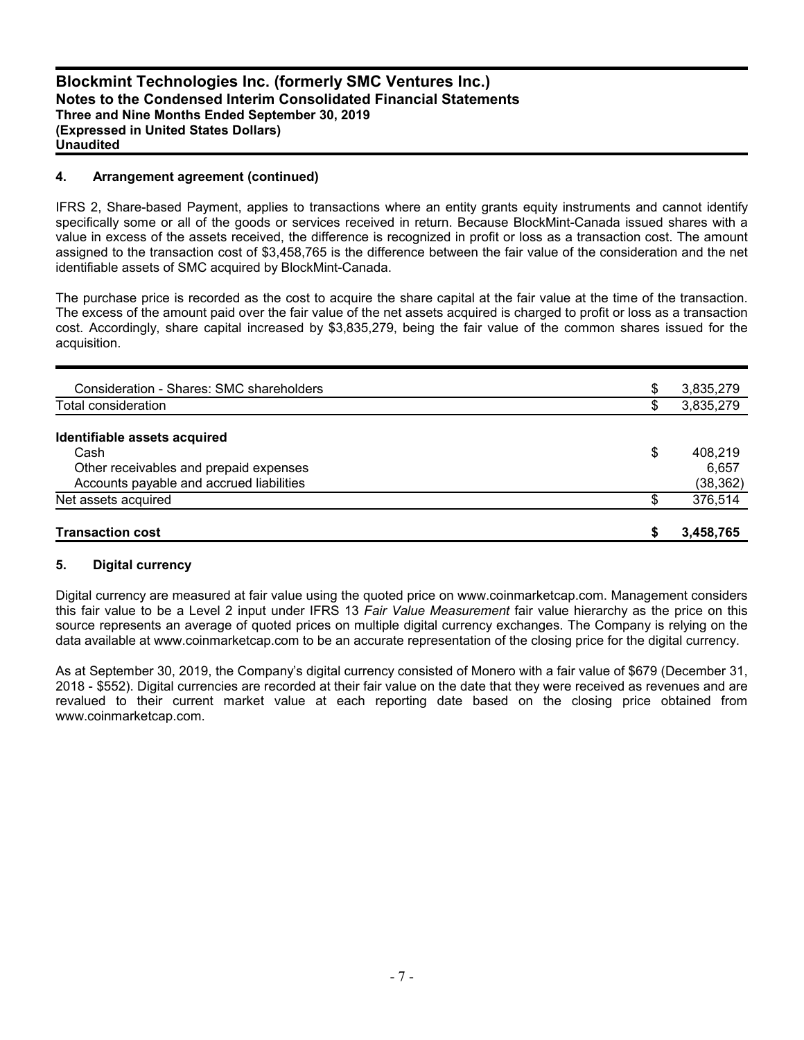## 4. Arrangement agreement (continued)

IFRS 2, Share-based Payment, applies to transactions where an entity grants equity instruments and cannot identify specifically some or all of the goods or services received in return. Because BlockMint-Canada issued shares with a value in excess of the assets received, the difference is recognized in profit or loss as a transaction cost. The amount assigned to the transaction cost of $3,458,765 is the difference between the fair value of the consideration and the net identifiable assets of SMC acquired by BlockMint-Canada.

The purchase price is recorded as the cost to acquire the share capital at the fair value at the time of the transaction. The excess of the amount paid over the fair value of the net assets acquired is charged to profit or loss as a transaction cost. Accordingly, share capital increased by $3,835,279, being the fair value of the common shares issued for the acquisition.

| | | |
|---|---|---|
| Consideration - Shares: SMC shareholders | $ | 3,835,279 |
| Total consideration | $ | 3,835,279 |
| **Identifiable assets acquired** | | |
| Cash | $ | 408,219 |
| Other receivables and prepaid expenses | | 6,657 |
| Accounts payable and accrued liabilities | | (38,362) |
| Net assets acquired | $ | 376,514 |
| **Transaction cost** | **$** | **3,458,765** |

## 5. Digital currency

Digital currency are measured at fair value using the quoted price on www.coinmarketcap.com. Management considers this fair value to be a Level 2 input under IFRS 13 *Fair Value Measurement* fair value hierarchy as the price on this source represents an average of quoted prices on multiple digital currency exchanges. The Company is relying on the data available at www.coinmarketcap.com to be an accurate representation of the closing price for the digital currency.

As at September 30, 2019, the Company's digital currency consisted of Monero with a fair value of $679 (December 31, 2018 - $552). Digital currencies are recorded at their fair value on the date that they were received as revenues and are revalued to their current market value at each reporting date based on the closing price obtained from www.coinmarketcap.com.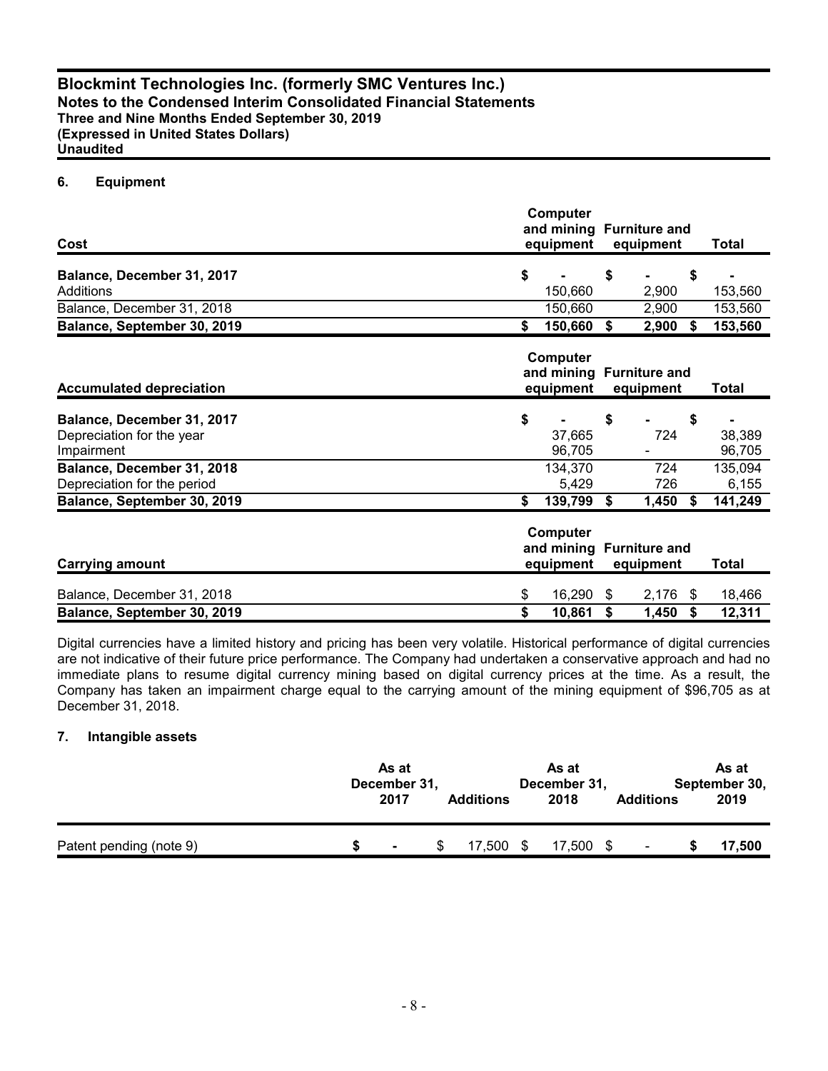## 6. Equipment

| Cost | Computer and mining equipment | Furniture and equipment | Total |
|---|---|---|---|
| **Balance, December 31, 2017** | $ - | $ - | $ - |
| Additions | 150,660 | 2,900 | 153,560 |
| Balance, December 31, 2018 | 150,660 | 2,900 | 153,560 |
| **Balance, September 30, 2019** | **$ 150,660** | **$ 2,900** | **$ 153,560** |

| Accumulated depreciation | Computer and mining equipment | Furniture and equipment | Total |
|---|---|---|---|
| **Balance, December 31, 2017** | $ - | $ - | $ - |
| Depreciation for the year | 37,665 | 724 | 38,389 |
| Impairment | 96,705 | - | 96,705 |
| **Balance, December 31, 2018** | 134,370 | 724 | 135,094 |
| Depreciation for the period | 5,429 | 726 | 6,155 |
| **Balance, September 30, 2019** | **$ 139,799** | **$ 1,450** | **$ 141,249** |

| Carrying amount | Computer and mining equipment | Furniture and equipment | Total |
|---|---|---|---|
| Balance, December 31, 2018 | $ 16,290 | $ 2,176 | $ 18,466 |
| **Balance, September 30, 2019** | **$ 10,861** | **$ 1,450** | **$ 12,311** |

Digital currencies have a limited history and pricing has been very volatile. Historical performance of digital currencies are not indicative of their future price performance. The Company had undertaken a conservative approach and had no immediate plans to resume digital currency mining based on digital currency prices at the time. As a result, the Company has taken an impairment charge equal to the carrying amount of the mining equipment of $96,705 as at December 31, 2018.

## 7. Intangible assets

| | As at December 31, 2017 | Additions | As at December 31, 2018 | Additions | As at September 30, 2019 |
|---|---|---|---|---|---|
| Patent pending (note 9) | $ - | $ 17,500 | $ 17,500 | $ - | **$ 17,500** |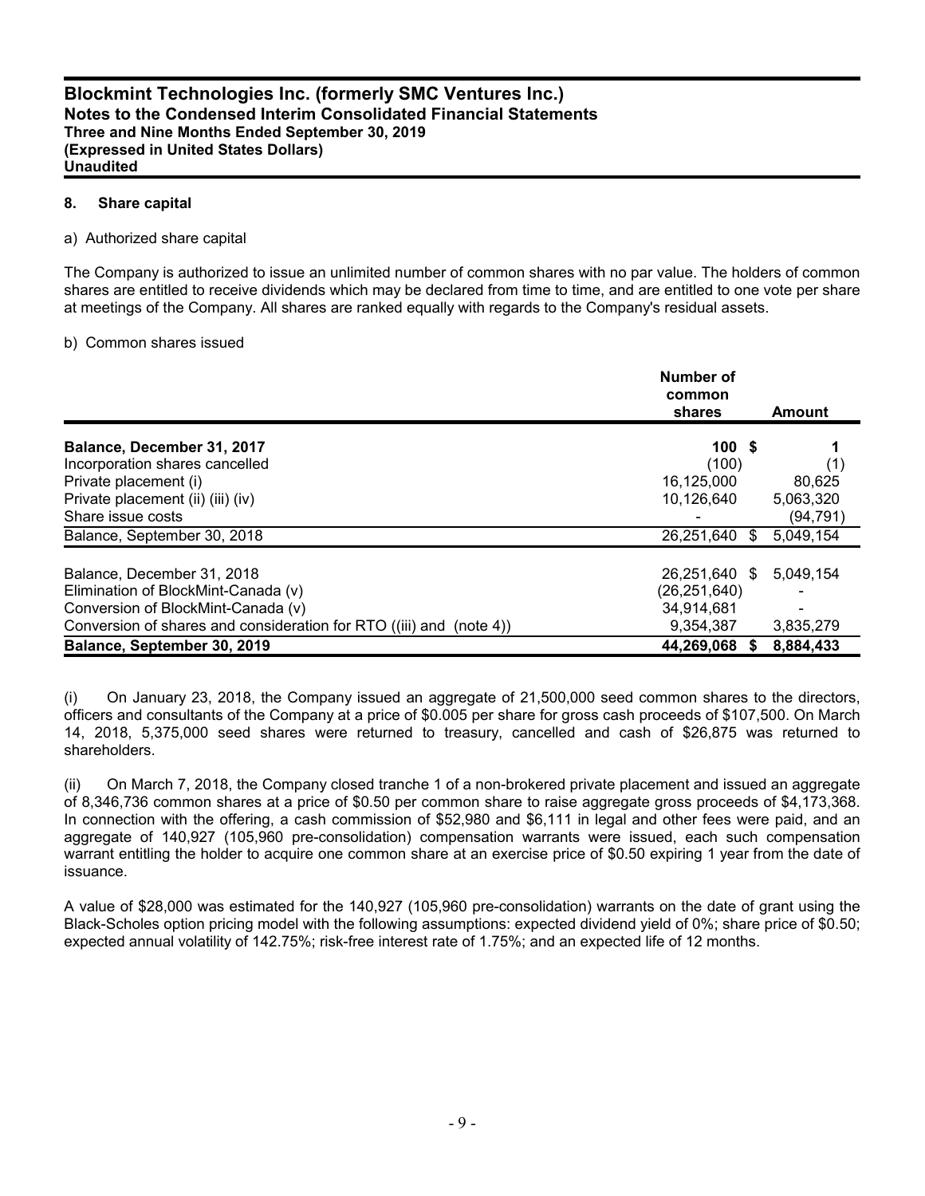## 8. Share capital

a) Authorized share capital

The Company is authorized to issue an unlimited number of common shares with no par value. The holders of common shares are entitled to receive dividends which may be declared from time to time, and are entitled to one vote per share at meetings of the Company. All shares are ranked equally with regards to the Company's residual assets.

b) Common shares issued

| | Number of common shares | Amount |
|---|---|---|
| **Balance, December 31, 2017** | **100** | **$ 1** |
| Incorporation shares cancelled | (100) | (1) |
| Private placement (i) | 16,125,000 | 80,625 |
| Private placement (ii) (iii) (iv) | 10,126,640 | 5,063,320 |
| Share issue costs | - | (94,791) |
| Balance, September 30, 2018 | 26,251,640 | $ 5,049,154 |
| | | |
| Balance, December 31, 2018 | 26,251,640 | $ 5,049,154 |
| Elimination of BlockMint-Canada (v) | (26,251,640) | - |
| Conversion of BlockMint-Canada (v) | 34,914,681 | - |
| Conversion of shares and consideration for RTO ((iii) and (note 4)) | 9,354,387 | 3,835,279 |
| **Balance, September 30, 2019** | **44,269,068** | **$ 8,884,433** |

(i) On January 23, 2018, the Company issued an aggregate of 21,500,000 seed common shares to the directors, officers and consultants of the Company at a price of $0.005 per share for gross cash proceeds of $107,500. On March 14, 2018, 5,375,000 seed shares were returned to treasury, cancelled and cash of $26,875 was returned to shareholders.

(ii) On March 7, 2018, the Company closed tranche 1 of a non-brokered private placement and issued an aggregate of 8,346,736 common shares at a price of $0.50 per common share to raise aggregate gross proceeds of $4,173,368. In connection with the offering, a cash commission of $52,980 and $6,111 in legal and other fees were paid, and an aggregate of 140,927 (105,960 pre-consolidation) compensation warrants were issued, each such compensation warrant entitling the holder to acquire one common share at an exercise price of $0.50 expiring 1 year from the date of issuance.

A value of $28,000 was estimated for the 140,927 (105,960 pre-consolidation) warrants on the date of grant using the Black-Scholes option pricing model with the following assumptions: expected dividend yield of 0%; share price of $0.50; expected annual volatility of 142.75%; risk-free interest rate of 1.75%; and an expected life of 12 months.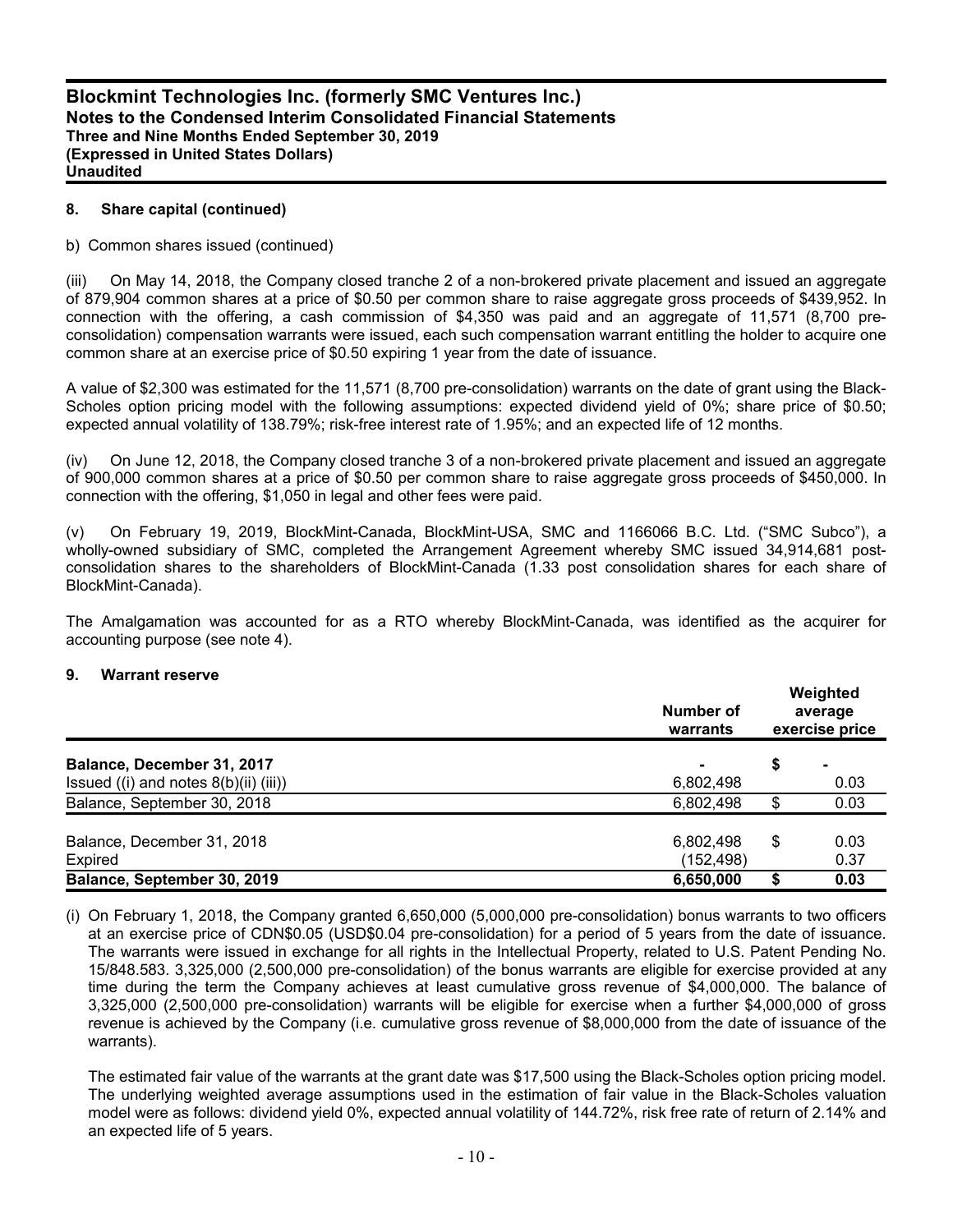## 8. Share capital (continued)

b) Common shares issued (continued)

(iii) On May 14, 2018, the Company closed tranche 2 of a non-brokered private placement and issued an aggregate of 879,904 common shares at a price of $0.50 per common share to raise aggregate gross proceeds of $439,952. In connection with the offering, a cash commission of $4,350 was paid and an aggregate of 11,571 (8,700 pre-consolidation) compensation warrants were issued, each such compensation warrant entitling the holder to acquire one common share at an exercise price of $0.50 expiring 1 year from the date of issuance.

A value of $2,300 was estimated for the 11,571 (8,700 pre-consolidation) warrants on the date of grant using the Black-Scholes option pricing model with the following assumptions: expected dividend yield of 0%; share price of $0.50; expected annual volatility of 138.79%; risk-free interest rate of 1.95%; and an expected life of 12 months.

(iv) On June 12, 2018, the Company closed tranche 3 of a non-brokered private placement and issued an aggregate of 900,000 common shares at a price of $0.50 per common share to raise aggregate gross proceeds of $450,000. In connection with the offering, $1,050 in legal and other fees were paid.

(v) On February 19, 2019, BlockMint-Canada, BlockMint-USA, SMC and 1166066 B.C. Ltd. ("SMC Subco"), a wholly-owned subsidiary of SMC, completed the Arrangement Agreement whereby SMC issued 34,914,681 post-consolidation shares to the shareholders of BlockMint-Canada (1.33 post consolidation shares for each share of BlockMint-Canada).

The Amalgamation was accounted for as a RTO whereby BlockMint-Canada, was identified as the acquirer for accounting purpose (see note 4).

## 9. Warrant reserve

| | Number of warrants | Weighted average exercise price |
|---|---|---|
| **Balance, December 31, 2017** | - | $ - |
| Issued ((i) and notes 8(b)(ii) (iii)) | 6,802,498 | 0.03 |
| Balance, September 30, 2018 | 6,802,498 | $ 0.03 |
| | | |
| Balance, December 31, 2018 | 6,802,498 | $ 0.03 |
| Expired | (152,498) | 0.37 |
| **Balance, September 30, 2019** | **6,650,000** | **$ 0.03** |

(i) On February 1, 2018, the Company granted 6,650,000 (5,000,000 pre-consolidation) bonus warrants to two officers at an exercise price of CDN$0.05 (USD$0.04 pre-consolidation) for a period of 5 years from the date of issuance. The warrants were issued in exchange for all rights in the Intellectual Property, related to U.S. Patent Pending No. 15/848.583. 3,325,000 (2,500,000 pre-consolidation) of the bonus warrants are eligible for exercise provided at any time during the term the Company achieves at least cumulative gross revenue of $4,000,000. The balance of 3,325,000 (2,500,000 pre-consolidation) warrants will be eligible for exercise when a further $4,000,000 of gross revenue is achieved by the Company (i.e. cumulative gross revenue of $8,000,000 from the date of issuance of the warrants).

The estimated fair value of the warrants at the grant date was $17,500 using the Black-Scholes option pricing model. The underlying weighted average assumptions used in the estimation of fair value in the Black-Scholes valuation model were as follows: dividend yield 0%, expected annual volatility of 144.72%, risk free rate of return of 2.14% and an expected life of 5 years.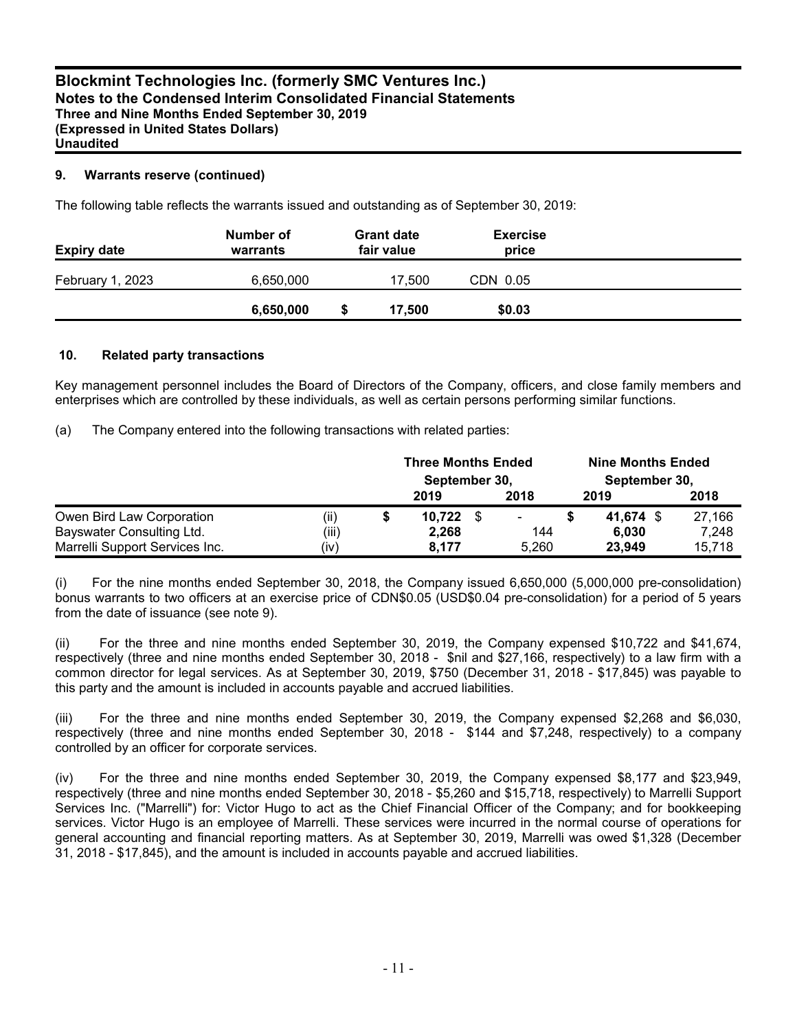## 9. Warrants reserve (continued)

The following table reflects the warrants issued and outstanding as of September 30, 2019:

| Expiry date | Number of warrants | Grant date fair value | Exercise price |
|---|---|---|---|
| February 1, 2023 | 6,650,000 | 17,500 | CDN 0.05 |
| | **6,650,000** | **$ 17,500** | **$0.03** |

## 10. Related party transactions

Key management personnel includes the Board of Directors of the Company, officers, and close family members and enterprises which are controlled by these individuals, as well as certain persons performing similar functions.

(a) The Company entered into the following transactions with related parties:

| | | Three Months Ended September 30, | | Nine Months Ended September 30, | |
|---|---|---|---|---|---|
| | | **2019** | **2018** | **2019** | **2018** |
| Owen Bird Law Corporation | (ii) | $ **10,722** | $ - | $ **41,674** | $ 27,166 |
| Bayswater Consulting Ltd. | (iii) | **2,268** | 144 | **6,030** | 7,248 |
| Marrelli Support Services Inc. | (iv) | **8,177** | 5,260 | **23,949** | 15,718 |

(i) For the nine months ended September 30, 2018, the Company issued 6,650,000 (5,000,000 pre-consolidation) bonus warrants to two officers at an exercise price of CDN$0.05 (USD$0.04 pre-consolidation) for a period of 5 years from the date of issuance (see note 9).

(ii) For the three and nine months ended September 30, 2019, the Company expensed $10,722 and $41,674, respectively (three and nine months ended September 30, 2018 - $nil and $27,166, respectively) to a law firm with a common director for legal services. As at September 30, 2019, $750 (December 31, 2018 - $17,845) was payable to this party and the amount is included in accounts payable and accrued liabilities.

(iii) For the three and nine months ended September 30, 2019, the Company expensed $2,268 and $6,030, respectively (three and nine months ended September 30, 2018 - $144 and $7,248, respectively) to a company controlled by an officer for corporate services.

(iv) For the three and nine months ended September 30, 2019, the Company expensed $8,177 and $23,949, respectively (three and nine months ended September 30, 2018 - $5,260 and $15,718, respectively) to Marrelli Support Services Inc. ("Marrelli") for: Victor Hugo to act as the Chief Financial Officer of the Company; and for bookkeeping services. Victor Hugo is an employee of Marrelli. These services were incurred in the normal course of operations for general accounting and financial reporting matters. As at September 30, 2019, Marrelli was owed $1,328 (December 31, 2018 - $17,845), and the amount is included in accounts payable and accrued liabilities.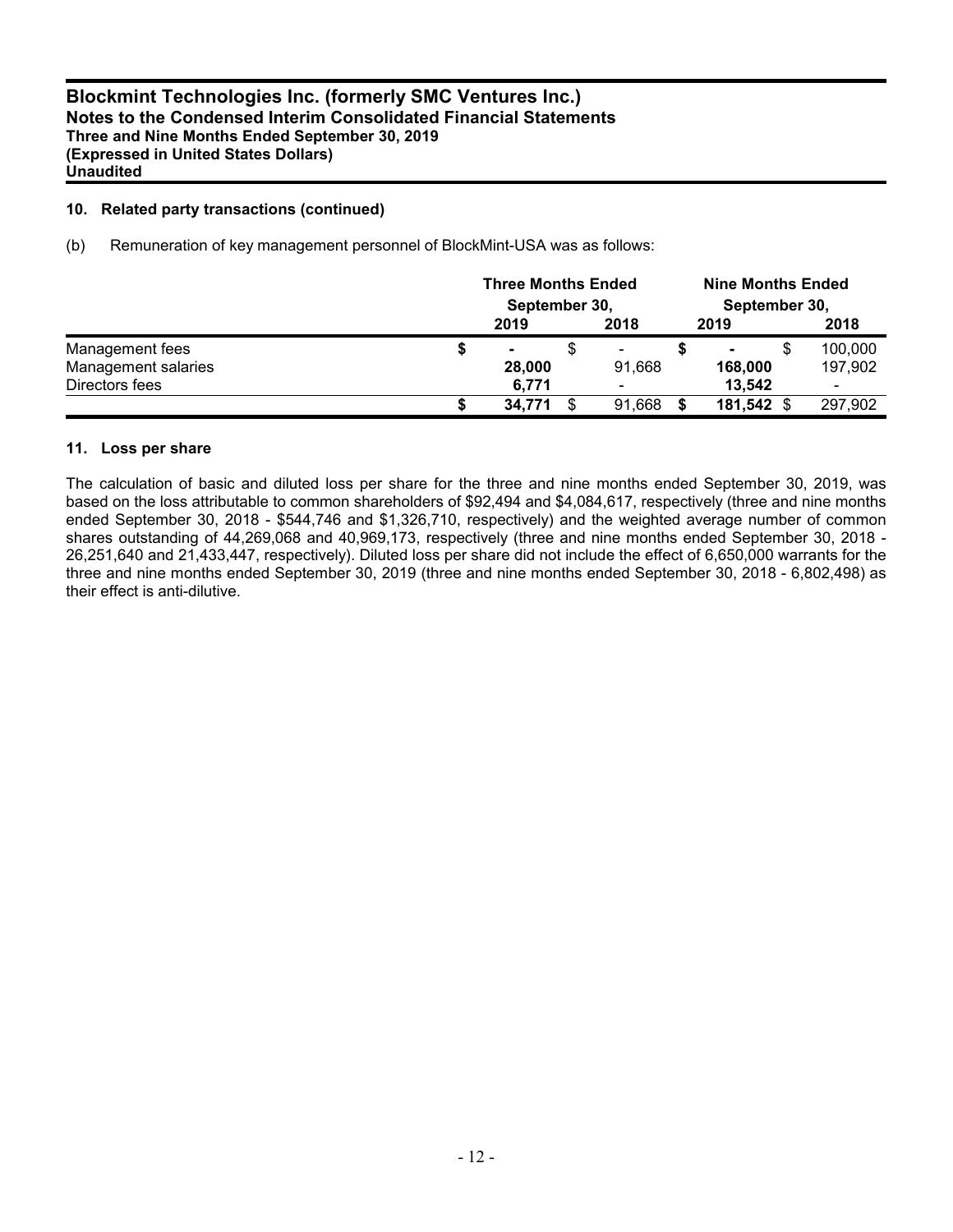## 10. Related party transactions (continued)

(b) Remuneration of key management personnel of BlockMint-USA was as follows:

| | Three Months Ended September 30, | | Nine Months Ended September 30, | |
|---|---|---|---|---|
| | 2019 | 2018 | 2019 | 2018 |
| Management fees | $ - | $ - | $ - | $ 100,000 |
| Management salaries | 28,000 | 91,668 | 168,000 | 197,902 |
| Directors fees | 6,771 | - | 13,542 | - |
| | $ 34,771 | $ 91,668 | $ 181,542 | $ 297,902 |

## 11. Loss per share

The calculation of basic and diluted loss per share for the three and nine months ended September 30, 2019, was based on the loss attributable to common shareholders of $92,494 and $4,084,617, respectively (three and nine months ended September 30, 2018 - $544,746 and $1,326,710, respectively) and the weighted average number of common shares outstanding of 44,269,068 and 40,969,173, respectively (three and nine months ended September 30, 2018 - 26,251,640 and 21,433,447, respectively). Diluted loss per share did not include the effect of 6,650,000 warrants for the three and nine months ended September 30, 2019 (three and nine months ended September 30, 2018 - 6,802,498) as their effect is anti-dilutive.